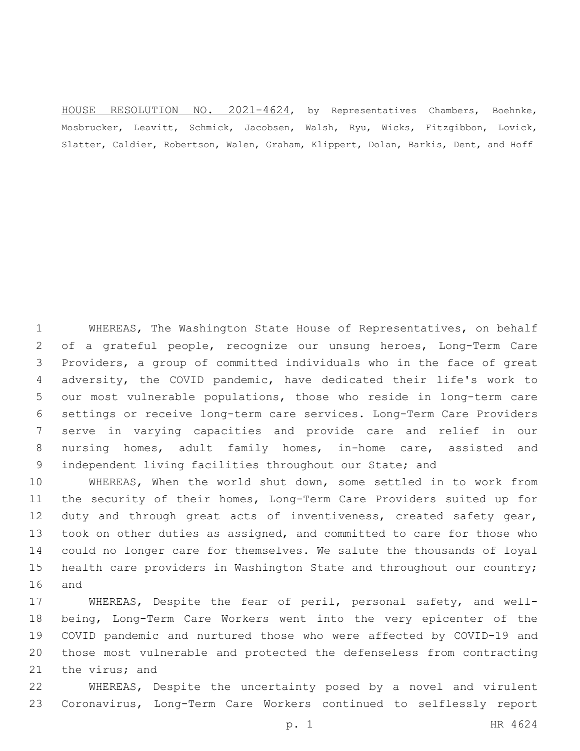HOUSE RESOLUTION NO. 2021-4624, by Representatives Chambers, Boehnke, Mosbrucker, Leavitt, Schmick, Jacobsen, Walsh, Ryu, Wicks, Fitzgibbon, Lovick, Slatter, Caldier, Robertson, Walen, Graham, Klippert, Dolan, Barkis, Dent, and Hoff

WHEREAS, The Washington State House of Representatives, on behalf of a grateful people, recognize our unsung heroes, Long-Term Care Providers, a group of committed individuals who in the face of great adversity, the COVID pandemic, have dedicated their life's work to our most vulnerable populations, those who reside in long-term care settings or receive long-term care services. Long-Term Care Providers serve in varying capacities and provide care and relief in our nursing homes, adult family homes, in-home care, assisted and independent living facilities throughout our State; and

WHEREAS, When the world shut down, some settled in to work from the security of their homes, Long-Term Care Providers suited up for duty and through great acts of inventiveness, created safety gear, took on other duties as assigned, and committed to care for those who could no longer care for themselves. We salute the thousands of loyal health care providers in Washington State and throughout our country; and

WHEREAS, Despite the fear of peril, personal safety, and well-being, Long-Term Care Workers went into the very epicenter of the COVID pandemic and nurtured those who were affected by COVID-19 and those most vulnerable and protected the defenseless from contracting the virus; and

WHEREAS, Despite the uncertainty posed by a novel and virulent Coronavirus, Long-Term Care Workers continued to selflessly report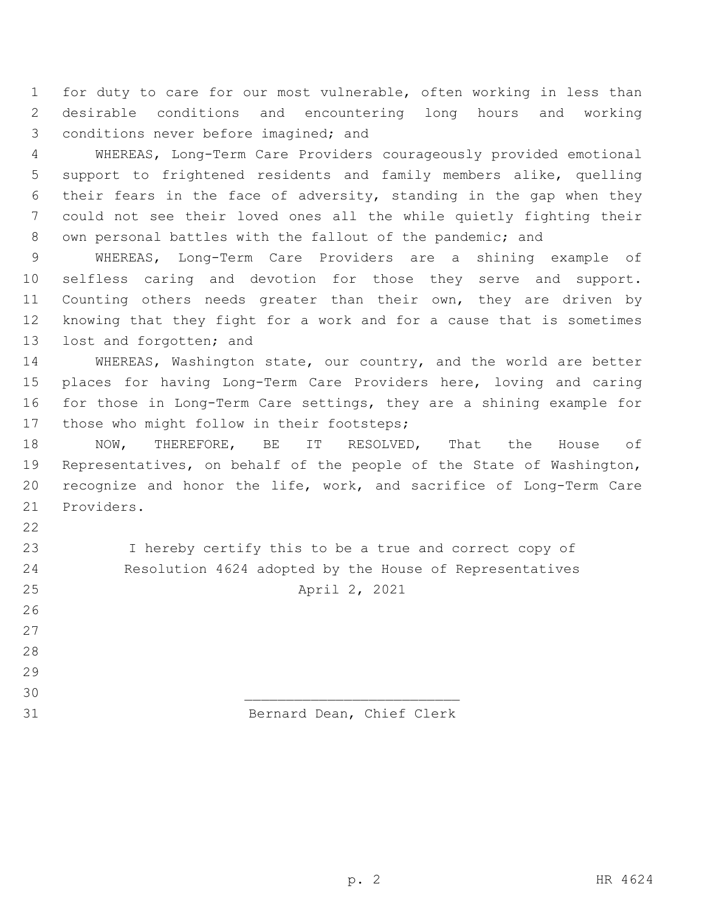for duty to care for our most vulnerable, often working in less than desirable conditions and encountering long hours and working conditions never before imagined; and

WHEREAS, Long-Term Care Providers courageously provided emotional support to frightened residents and family members alike, quelling their fears in the face of adversity, standing in the gap when they could not see their loved ones all the while quietly fighting their own personal battles with the fallout of the pandemic; and

WHEREAS, Long-Term Care Providers are a shining example of selfless caring and devotion for those they serve and support. Counting others needs greater than their own, they are driven by knowing that they fight for a work and for a cause that is sometimes lost and forgotten; and

WHEREAS, Washington state, our country, and the world are better places for having Long-Term Care Providers here, loving and caring for those in Long-Term Care settings, they are a shining example for those who might follow in their footsteps;

NOW, THEREFORE, BE IT RESOLVED, That the House of Representatives, on behalf of the people of the State of Washington, recognize and honor the life, work, and sacrifice of Long-Term Care Providers.

I hereby certify this to be a true and correct copy of Resolution 4624 adopted by the House of Representatives April 2, 2021

\_\_\_\_\_\_\_\_\_\_\_\_\_\_\_\_\_\_\_\_\_\_\_\_\_\_

Bernard Dean, Chief Clerk